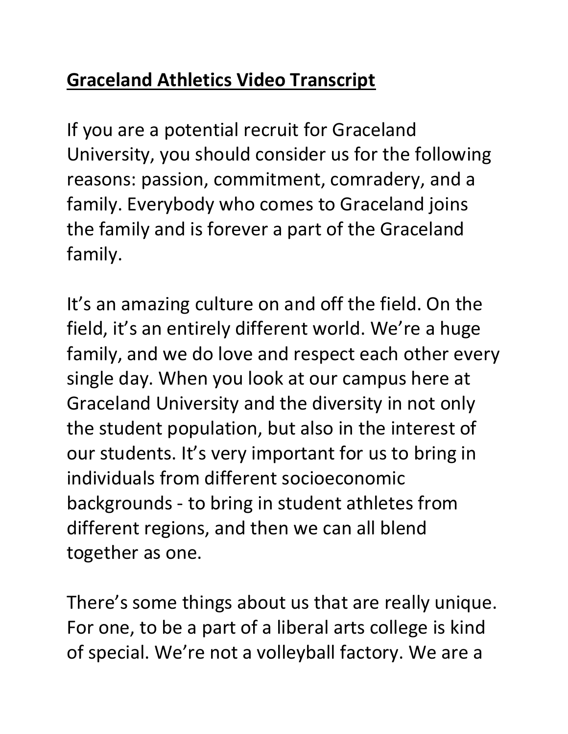# **Graceland Athletics Video Transcript**

If you are a potential recruit for Graceland University, you should consider us for the following reasons: passion, commitment, comradery, and a family. Everybody who comes to Graceland joins the family and is forever a part of the Graceland family.

It's an amazing culture on and off the field. On the field, it's an entirely different world. We're a huge family, and we do love and respect each other every single day. When you look at our campus here at Graceland University and the diversity in not only the student population, but also in the interest of our students. It's very important for us to bring in individuals from different socioeconomic backgrounds - to bring in student athletes from different regions, and then we can all blend together as one.

There's some things about us that are really unique. For one, to be a part of a liberal arts college is kind of special. We're not a volleyball factory. We are a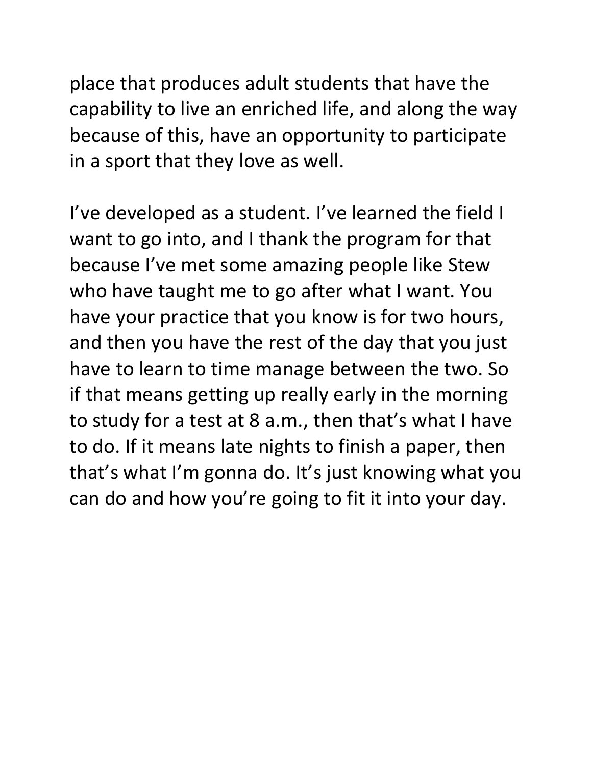place that produces adult students that have the capability to live an enriched life, and along the way because of this, have an opportunity to participate in a sport that they love as well.

I’ve developed as a student. I’ve learned the field I want to go into, and I thank the program for that because I’ve met some amazing people like Stew who have taught me to go after what I want. You have your practice that you know is for two hours, and then you have the rest of the day that you just have to learn to time manage between the two. So if that means getting up really early in the morning to study for a test at 8 a.m., then that’s what I have to do. If it means late nights to finish a paper, then that’s what I’m gonna do. It’s just knowing what you can do and how you’re going to fit it into your day.